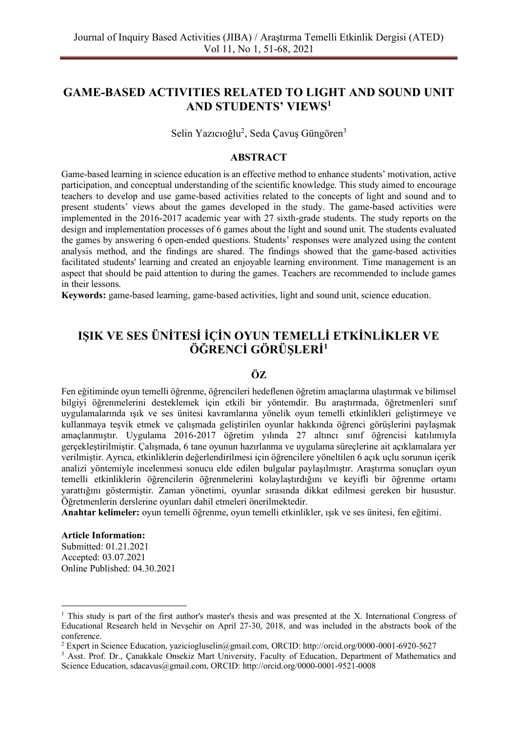# GAME-BASED ACTIVITIES RELATED TO LIGHT AND SOUND UNIT AND STUDENTS' VIEWS[1]

Selin Yazıcıoğlu[2], Seda Çavuş Güngören[3]

## ABSTRACT

Game-based learning in science education is an effective method to enhance students' motivation, active participation, and conceptual understanding of the scientific knowledge. This study aimed to encourage teachers to develop and use game-based activities related to the concepts of light and sound and to present students' views about the games developed in the study. The game-based activities were implemented in the 2016-2017 academic year with 27 sixth-grade students. The study reports on the design and implementation processes of 6 games about the light and sound unit. The students evaluated the games by answering 6 open-ended questions. Students' responses were analyzed using the content analysis method, and the findings are shared. The findings showed that the game-based activities facilitated students' learning and created an enjoyable learning environment. Time management is an aspect that should be paid attention to during the games. Teachers are recommended to include games in their lessons.

**Keywords:** game-based learning, game-based activities, light and sound unit, science education.

# IŞIK VE SES ÜNİTESİ İÇİN OYUN TEMELLİ ETKİNLİKLER VE ÖĞRENCİ GÖRÜŞLERİ[1]

## ÖZ

Fen eğitiminde oyun temelli öğrenme, öğrencileri hedeflenen öğretim amaçlarına ulaştırmak ve bilimsel bilgiyi öğrenmelerini desteklemek için etkili bir yöntemdir. Bu araştırmada, öğretmenleri sınıf uygulamalarında ışık ve ses ünitesi kavramlarına yönelik oyun temelli etkinlikleri geliştirmeye ve kullanmaya teşvik etmek ve çalışmada geliştirilen oyunlar hakkında öğrenci görüşlerini paylaşmak amaçlanmıştır. Uygulama 2016-2017 öğretim yılında 27 altıncı sınıf öğrencisi katılımıyla gerçekleştirilmiştir. Çalışmada, 6 tane oyunun hazırlanma ve uygulama süreçlerine ait açıklamalara yer verilmiştir. Ayrıca, etkinliklerin değerlendirilmesi için öğrencilere yöneltilen 6 açık uçlu sorunun içerik analizi yöntemiyle incelenmesi sonucu elde edilen bulgular paylaşılmıştır. Araştırma sonuçları oyun temelli etkinliklerin öğrencilerin öğrenmelerini kolaylaştırdığını ve keyifli bir öğrenme ortamı yarattığını göstermiştir. Zaman yönetimi, oyunlar sırasında dikkat edilmesi gereken bir husustur. Öğretmenlerin derslerine oyunları dahil etmeleri önerilmektedir.

**Anahtar kelimeler:** oyun temelli öğrenme, oyun temelli etkinlikler, ışık ve ses ünitesi, fen eğitimi.

**Article Information:**
Submitted: 01.21.2021
Accepted: 03.07.2021
Online Published: 04.30.2021

---

[1] This study is part of the first author's master's thesis and was presented at the X. International Congress of Educational Research held in Nevşehir on April 27-30, 2018, and was included in the abstracts book of the conference.

[2] Expert in Science Education, yaziciogluselin@gmail.com, ORCID: http://orcid.org/0000-0001-6920-5627

[3] Asst. Prof. Dr., Çanakkale Onsekiz Mart University, Faculty of Education, Department of Mathematics and Science Education, sdacavus@gmail.com, ORCID: http://orcid.org/0000-0001-9521-0008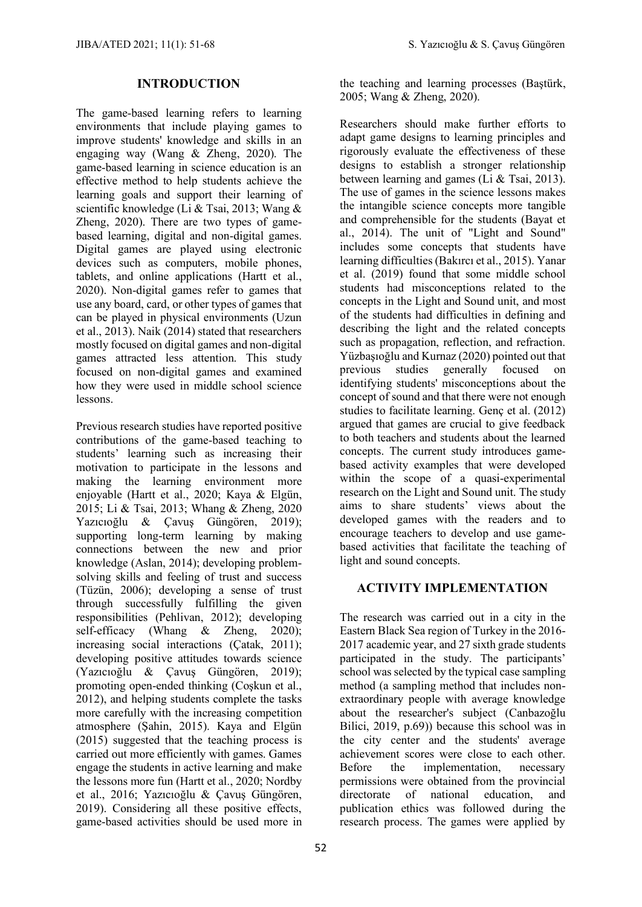## INTRODUCTION

The game-based learning refers to learning environments that include playing games to improve students' knowledge and skills in an engaging way (Wang & Zheng, 2020). The game-based learning in science education is an effective method to help students achieve the learning goals and support their learning of scientific knowledge (Li & Tsai, 2013; Wang & Zheng, 2020). There are two types of game-based learning, digital and non-digital games. Digital games are played using electronic devices such as computers, mobile phones, tablets, and online applications (Hartt et al., 2020). Non-digital games refer to games that use any board, card, or other types of games that can be played in physical environments (Uzun et al., 2013). Naik (2014) stated that researchers mostly focused on digital games and non-digital games attracted less attention. This study focused on non-digital games and examined how they were used in middle school science lessons.

Previous research studies have reported positive contributions of the game-based teaching to students' learning such as increasing their motivation to participate in the lessons and making the learning environment more enjoyable (Hartt et al., 2020; Kaya & Elgün, 2015; Li & Tsai, 2013; Whang & Zheng, 2020 Yazıcıoğlu & Çavuş Güngören, 2019); supporting long-term learning by making connections between the new and prior knowledge (Aslan, 2014); developing problem-solving skills and feeling of trust and success (Tüzün, 2006); developing a sense of trust through successfully fulfilling the given responsibilities (Pehlivan, 2012); developing self-efficacy (Whang & Zheng, 2020); increasing social interactions (Çatak, 2011); developing positive attitudes towards science (Yazıcıoğlu & Çavuş Güngören, 2019); promoting open-ended thinking (Coşkun et al., 2012), and helping students complete the tasks more carefully with the increasing competition atmosphere (Şahin, 2015). Kaya and Elgün (2015) suggested that the teaching process is carried out more efficiently with games. Games engage the students in active learning and make the lessons more fun (Hartt et al., 2020; Nordby et al., 2016; Yazıcıoğlu & Çavuş Güngören, 2019). Considering all these positive effects, game-based activities should be used more in the teaching and learning processes (Baştürk, 2005; Wang & Zheng, 2020).

Researchers should make further efforts to adapt game designs to learning principles and rigorously evaluate the effectiveness of these designs to establish a stronger relationship between learning and games (Li & Tsai, 2013). The use of games in the science lessons makes the intangible science concepts more tangible and comprehensible for the students (Bayat et al., 2014). The unit of "Light and Sound" includes some concepts that students have learning difficulties (Bakırcı et al., 2015). Yanar et al. (2019) found that some middle school students had misconceptions related to the concepts in the Light and Sound unit, and most of the students had difficulties in defining and describing the light and the related concepts such as propagation, reflection, and refraction. Yüzbaşıoğlu and Kurnaz (2020) pointed out that previous studies generally focused on identifying students' misconceptions about the concept of sound and that there were not enough studies to facilitate learning. Genç et al. (2012) argued that games are crucial to give feedback to both teachers and students about the learned concepts. The current study introduces game-based activity examples that were developed within the scope of a quasi-experimental research on the Light and Sound unit. The study aims to share students' views about the developed games with the readers and to encourage teachers to develop and use game-based activities that facilitate the teaching of light and sound concepts.

## ACTIVITY IMPLEMENTATION

The research was carried out in a city in the Eastern Black Sea region of Turkey in the 2016-2017 academic year, and 27 sixth grade students participated in the study. The participants' school was selected by the typical case sampling method (a sampling method that includes non-extraordinary people with average knowledge about the researcher's subject (Canbazoğlu Bilici, 2019, p.69)) because this school was in the city center and the students' average achievement scores were close to each other. Before the implementation, necessary permissions were obtained from the provincial directorate of national education, and publication ethics was followed during the research process. The games were applied by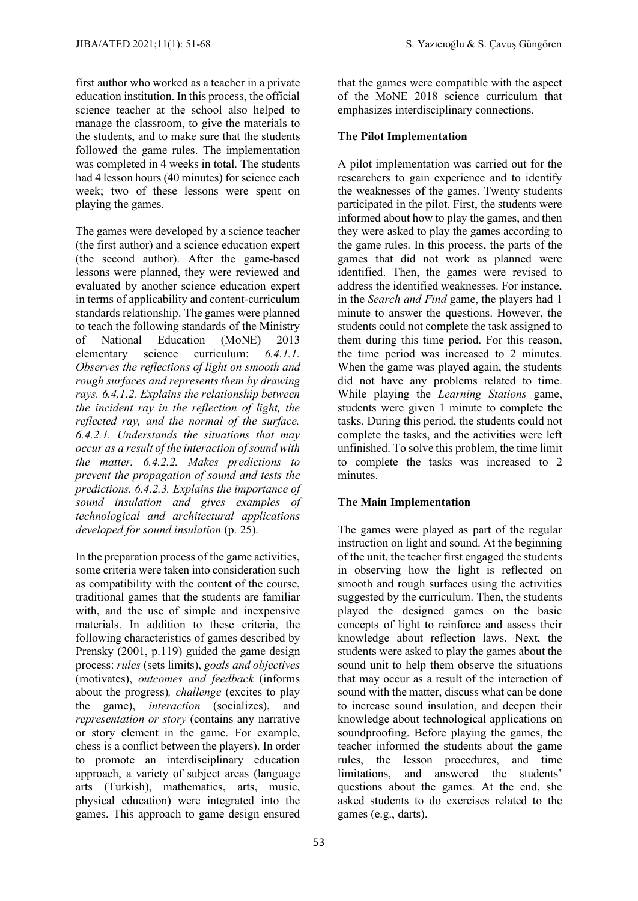first author who worked as a teacher in a private education institution. In this process, the official science teacher at the school also helped to manage the classroom, to give the materials to the students, and to make sure that the students followed the game rules. The implementation was completed in 4 weeks in total. The students had 4 lesson hours (40 minutes) for science each week; two of these lessons were spent on playing the games.

The games were developed by a science teacher (the first author) and a science education expert (the second author). After the game-based lessons were planned, they were reviewed and evaluated by another science education expert in terms of applicability and content-curriculum standards relationship. The games were planned to teach the following standards of the Ministry of National Education (MoNE) 2013 elementary science curriculum: *6.4.1.1. Observes the reflections of light on smooth and rough surfaces and represents them by drawing rays. 6.4.1.2. Explains the relationship between the incident ray in the reflection of light, the reflected ray, and the normal of the surface. 6.4.2.1. Understands the situations that may occur as a result of the interaction of sound with the matter. 6.4.2.2. Makes predictions to prevent the propagation of sound and tests the predictions. 6.4.2.3. Explains the importance of sound insulation and gives examples of technological and architectural applications developed for sound insulation* (p. 25).

In the preparation process of the game activities, some criteria were taken into consideration such as compatibility with the content of the course, traditional games that the students are familiar with, and the use of simple and inexpensive materials. In addition to these criteria, the following characteristics of games described by Prensky (2001, p.119) guided the game design process: *rules* (sets limits), *goals and objectives* (motivates), *outcomes and feedback* (informs about the progress)*, challenge* (excites to play the game), *interaction* (socializes), and *representation or story* (contains any narrative or story element in the game. For example, chess is a conflict between the players). In order to promote an interdisciplinary education approach, a variety of subject areas (language arts (Turkish), mathematics, arts, music, physical education) were integrated into the games. This approach to game design ensured that the games were compatible with the aspect of the MoNE 2018 science curriculum that emphasizes interdisciplinary connections.

### The Pilot Implementation

A pilot implementation was carried out for the researchers to gain experience and to identify the weaknesses of the games. Twenty students participated in the pilot. First, the students were informed about how to play the games, and then they were asked to play the games according to the game rules. In this process, the parts of the games that did not work as planned were identified. Then, the games were revised to address the identified weaknesses. For instance, in the *Search and Find* game, the players had 1 minute to answer the questions. However, the students could not complete the task assigned to them during this time period. For this reason, the time period was increased to 2 minutes. When the game was played again, the students did not have any problems related to time. While playing the *Learning Stations* game, students were given 1 minute to complete the tasks. During this period, the students could not complete the tasks, and the activities were left unfinished. To solve this problem, the time limit to complete the tasks was increased to 2 minutes.

### The Main Implementation

The games were played as part of the regular instruction on light and sound. At the beginning of the unit, the teacher first engaged the students in observing how the light is reflected on smooth and rough surfaces using the activities suggested by the curriculum. Then, the students played the designed games on the basic concepts of light to reinforce and assess their knowledge about reflection laws. Next, the students were asked to play the games about the sound unit to help them observe the situations that may occur as a result of the interaction of sound with the matter, discuss what can be done to increase sound insulation, and deepen their knowledge about technological applications on soundproofing. Before playing the games, the teacher informed the students about the game rules, the lesson procedures, and time limitations, and answered the students' questions about the games. At the end, she asked students to do exercises related to the games (e.g., darts).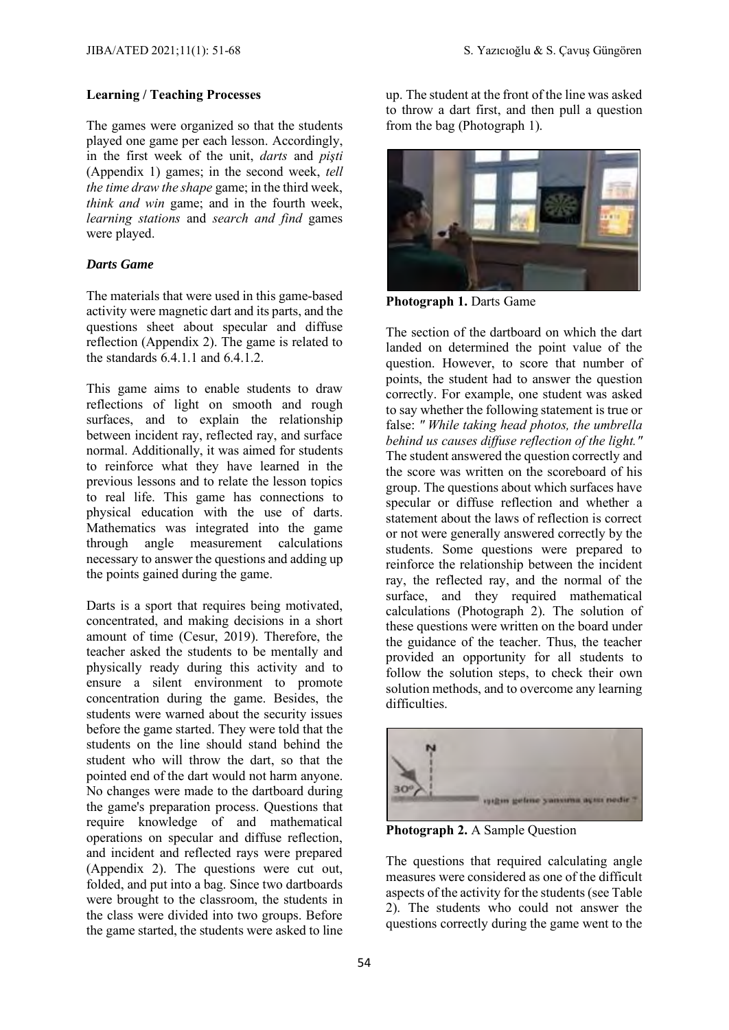### Learning / Teaching Processes

The games were organized so that the students played one game per each lesson. Accordingly, in the first week of the unit, *darts* and *pişti* (Appendix 1) games; in the second week, *tell the time draw the shape* game; in the third week, *think and win* game; and in the fourth week, *learning stations* and *search and find* games were played.

#### *Darts Game*

The materials that were used in this game-based activity were magnetic dart and its parts, and the questions sheet about specular and diffuse reflection (Appendix 2). The game is related to the standards 6.4.1.1 and 6.4.1.2.

This game aims to enable students to draw reflections of light on smooth and rough surfaces, and to explain the relationship between incident ray, reflected ray, and surface normal. Additionally, it was aimed for students to reinforce what they have learned in the previous lessons and to relate the lesson topics to real life. This game has connections to physical education with the use of darts. Mathematics was integrated into the game through angle measurement calculations necessary to answer the questions and adding up the points gained during the game.

Darts is a sport that requires being motivated, concentrated, and making decisions in a short amount of time (Cesur, 2019). Therefore, the teacher asked the students to be mentally and physically ready during this activity and to ensure a silent environment to promote concentration during the game. Besides, the students were warned about the security issues before the game started. They were told that the students on the line should stand behind the student who will throw the dart, so that the pointed end of the dart would not harm anyone. No changes were made to the dartboard during the game's preparation process. Questions that require knowledge of and mathematical operations on specular and diffuse reflection, and incident and reflected rays were prepared (Appendix 2). The questions were cut out, folded, and put into a bag. Since two dartboards were brought to the classroom, the students in the class were divided into two groups. Before the game started, the students were asked to line up. The student at the front of the line was asked to throw a dart first, and then pull a question from the bag (Photograph 1).

**Photograph 1.** Darts Game

The section of the dartboard on which the dart landed on determined the point value of the question. However, to score that number of points, the student had to answer the question correctly. For example, one student was asked to say whether the following statement is true or false: *" While taking head photos, the umbrella behind us causes diffuse reflection of the light."* The student answered the question correctly and the score was written on the scoreboard of his group. The questions about which surfaces have specular or diffuse reflection and whether a statement about the laws of reflection is correct or not were generally answered correctly by the students. Some questions were prepared to reinforce the relationship between the incident ray, the reflected ray, and the normal of the surface, and they required mathematical calculations (Photograph 2). The solution of these questions were written on the board under the guidance of the teacher. Thus, the teacher provided an opportunity for all students to follow the solution steps, to check their own solution methods, and to overcome any learning difficulties.

**Photograph 2.** A Sample Question

The questions that required calculating angle measures were considered as one of the difficult aspects of the activity for the students (see Table 2). The students who could not answer the questions correctly during the game went to the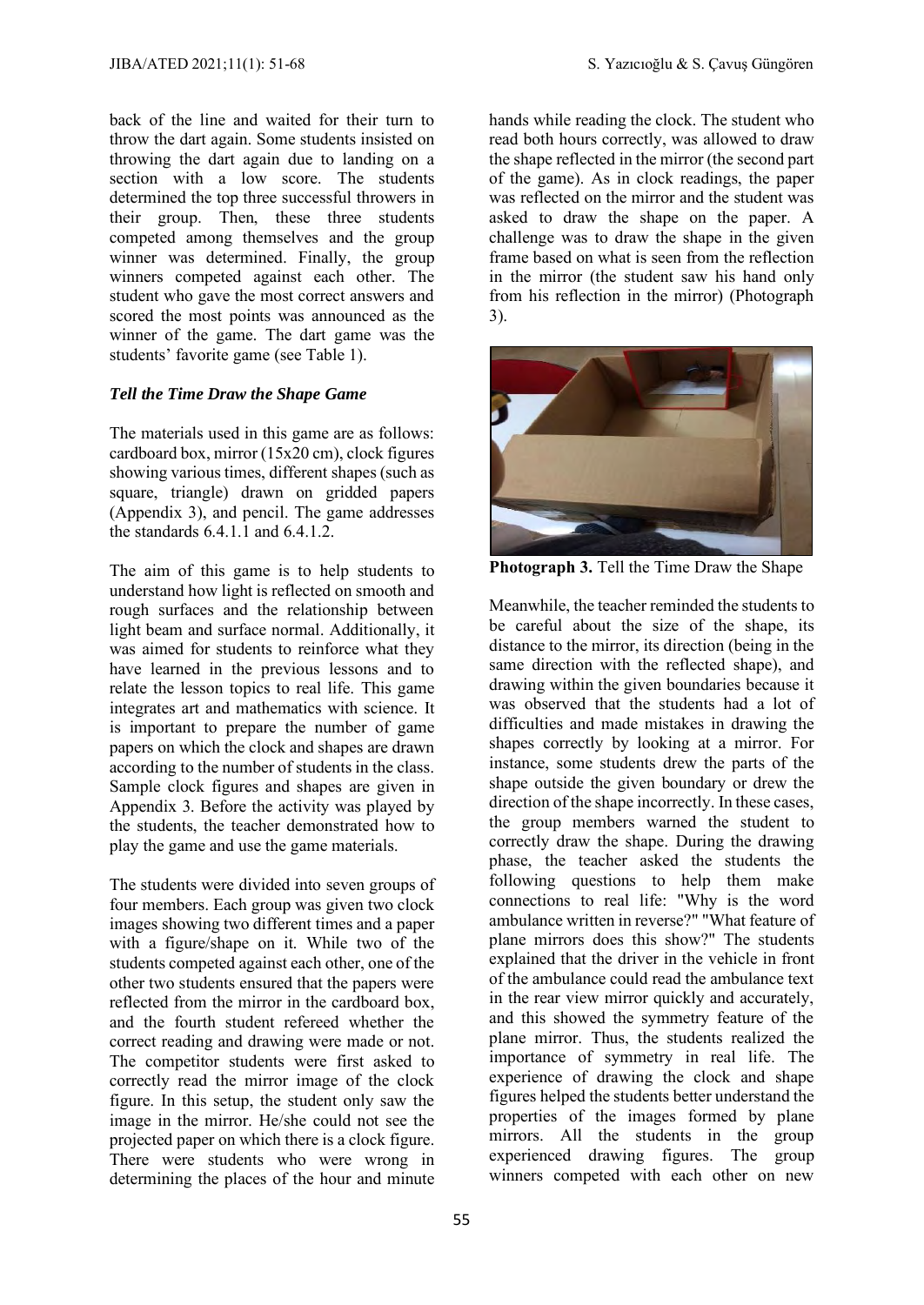back of the line and waited for their turn to throw the dart again. Some students insisted on throwing the dart again due to landing on a section with a low score. The students determined the top three successful throwers in their group. Then, these three students competed among themselves and the group winner was determined. Finally, the group winners competed against each other. The student who gave the most correct answers and scored the most points was announced as the winner of the game. The dart game was the students' favorite game (see Table 1).

### *Tell the Time Draw the Shape Game*

The materials used in this game are as follows: cardboard box, mirror (15x20 cm), clock figures showing various times, different shapes (such as square, triangle) drawn on gridded papers (Appendix 3), and pencil. The game addresses the standards 6.4.1.1 and 6.4.1.2.

The aim of this game is to help students to understand how light is reflected on smooth and rough surfaces and the relationship between light beam and surface normal. Additionally, it was aimed for students to reinforce what they have learned in the previous lessons and to relate the lesson topics to real life. This game integrates art and mathematics with science. It is important to prepare the number of game papers on which the clock and shapes are drawn according to the number of students in the class. Sample clock figures and shapes are given in Appendix 3. Before the activity was played by the students, the teacher demonstrated how to play the game and use the game materials.

The students were divided into seven groups of four members. Each group was given two clock images showing two different times and a paper with a figure/shape on it. While two of the students competed against each other, one of the other two students ensured that the papers were reflected from the mirror in the cardboard box, and the fourth student refereed whether the correct reading and drawing were made or not. The competitor students were first asked to correctly read the mirror image of the clock figure. In this setup, the student only saw the image in the mirror. He/she could not see the projected paper on which there is a clock figure. There were students who were wrong in determining the places of the hour and minute hands while reading the clock. The student who read both hours correctly, was allowed to draw the shape reflected in the mirror (the second part of the game). As in clock readings, the paper was reflected on the mirror and the student was asked to draw the shape on the paper. A challenge was to draw the shape in the given frame based on what is seen from the reflection in the mirror (the student saw his hand only from his reflection in the mirror) (Photograph 3).

**Photograph 3.** Tell the Time Draw the Shape

Meanwhile, the teacher reminded the students to be careful about the size of the shape, its distance to the mirror, its direction (being in the same direction with the reflected shape), and drawing within the given boundaries because it was observed that the students had a lot of difficulties and made mistakes in drawing the shapes correctly by looking at a mirror. For instance, some students drew the parts of the shape outside the given boundary or drew the direction of the shape incorrectly. In these cases, the group members warned the student to correctly draw the shape. During the drawing phase, the teacher asked the students the following questions to help them make connections to real life: "Why is the word ambulance written in reverse?" "What feature of plane mirrors does this show?" The students explained that the driver in the vehicle in front of the ambulance could read the ambulance text in the rear view mirror quickly and accurately, and this showed the symmetry feature of the plane mirror. Thus, the students realized the importance of symmetry in real life. The experience of drawing the clock and shape figures helped the students better understand the properties of the images formed by plane mirrors. All the students in the group experienced drawing figures. The group winners competed with each other on new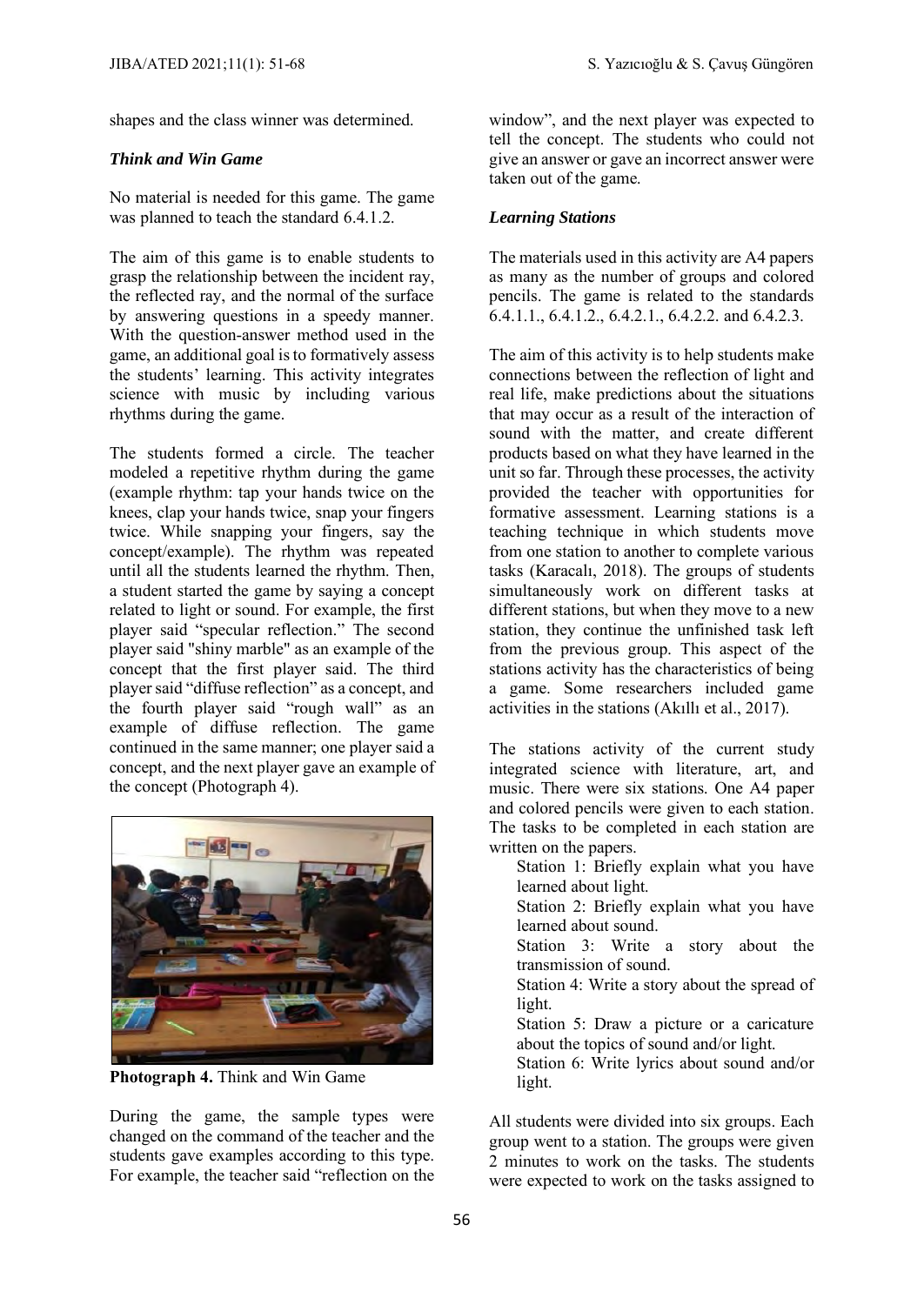shapes and the class winner was determined.

### *Think and Win Game*

No material is needed for this game. The game was planned to teach the standard 6.4.1.2.

The aim of this game is to enable students to grasp the relationship between the incident ray, the reflected ray, and the normal of the surface by answering questions in a speedy manner. With the question-answer method used in the game, an additional goal is to formatively assess the students' learning. This activity integrates science with music by including various rhythms during the game.

The students formed a circle. The teacher modeled a repetitive rhythm during the game (example rhythm: tap your hands twice on the knees, clap your hands twice, snap your fingers twice. While snapping your fingers, say the concept/example). The rhythm was repeated until all the students learned the rhythm. Then, a student started the game by saying a concept related to light or sound. For example, the first player said "specular reflection." The second player said "shiny marble" as an example of the concept that the first player said. The third player said "diffuse reflection" as a concept, and the fourth player said "rough wall" as an example of diffuse reflection. The game continued in the same manner; one player said a concept, and the next player gave an example of the concept (Photograph 4).

**Photograph 4.** Think and Win Game

During the game, the sample types were changed on the command of the teacher and the students gave examples according to this type. For example, the teacher said "reflection on the window", and the next player was expected to tell the concept. The students who could not give an answer or gave an incorrect answer were taken out of the game.

### *Learning Stations*

The materials used in this activity are A4 papers as many as the number of groups and colored pencils. The game is related to the standards 6.4.1.1., 6.4.1.2., 6.4.2.1., 6.4.2.2. and 6.4.2.3.

The aim of this activity is to help students make connections between the reflection of light and real life, make predictions about the situations that may occur as a result of the interaction of sound with the matter, and create different products based on what they have learned in the unit so far. Through these processes, the activity provided the teacher with opportunities for formative assessment. Learning stations is a teaching technique in which students move from one station to another to complete various tasks (Karacalı, 2018). The groups of students simultaneously work on different tasks at different stations, but when they move to a new station, they continue the unfinished task left from the previous group. This aspect of the stations activity has the characteristics of being a game. Some researchers included game activities in the stations (Akıllı et al., 2017).

The stations activity of the current study integrated science with literature, art, and music. There were six stations. One A4 paper and colored pencils were given to each station. The tasks to be completed in each station are written on the papers.

Station 1: Briefly explain what you have learned about light.

Station 2: Briefly explain what you have learned about sound.

Station 3: Write a story about the transmission of sound.

Station 4: Write a story about the spread of light.

Station 5: Draw a picture or a caricature about the topics of sound and/or light.

Station 6: Write lyrics about sound and/or light.

All students were divided into six groups. Each group went to a station. The groups were given 2 minutes to work on the tasks. The students were expected to work on the tasks assigned to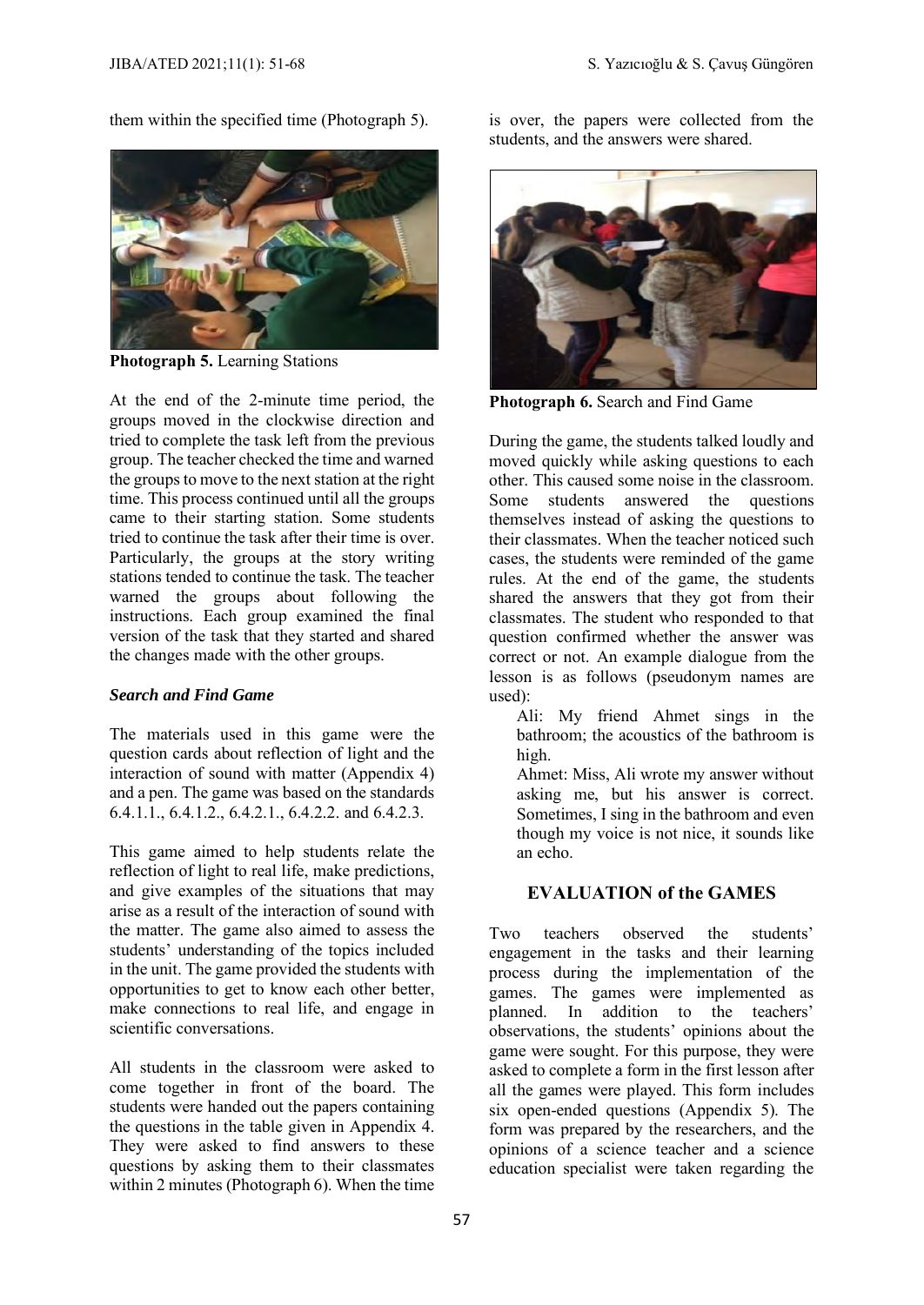them within the specified time (Photograph 5).

**Photograph 5.** Learning Stations

At the end of the 2-minute time period, the groups moved in the clockwise direction and tried to complete the task left from the previous group. The teacher checked the time and warned the groups to move to the next station at the right time. This process continued until all the groups came to their starting station. Some students tried to continue the task after their time is over. Particularly, the groups at the story writing stations tended to continue the task. The teacher warned the groups about following the instructions. Each group examined the final version of the task that they started and shared the changes made with the other groups.

### *Search and Find Game*

The materials used in this game were the question cards about reflection of light and the interaction of sound with matter (Appendix 4) and a pen. The game was based on the standards 6.4.1.1., 6.4.1.2., 6.4.2.1., 6.4.2.2. and 6.4.2.3.

This game aimed to help students relate the reflection of light to real life, make predictions, and give examples of the situations that may arise as a result of the interaction of sound with the matter. The game also aimed to assess the students' understanding of the topics included in the unit. The game provided the students with opportunities to get to know each other better, make connections to real life, and engage in scientific conversations.

All students in the classroom were asked to come together in front of the board. The students were handed out the papers containing the questions in the table given in Appendix 4. They were asked to find answers to these questions by asking them to their classmates within 2 minutes (Photograph 6). When the time is over, the papers were collected from the students, and the answers were shared.

**Photograph 6.** Search and Find Game

During the game, the students talked loudly and moved quickly while asking questions to each other. This caused some noise in the classroom. Some students answered the questions themselves instead of asking the questions to their classmates. When the teacher noticed such cases, the students were reminded of the game rules. At the end of the game, the students shared the answers that they got from their classmates. The student who responded to that question confirmed whether the answer was correct or not. An example dialogue from the lesson is as follows (pseudonym names are used):

> Ali: My friend Ahmet sings in the bathroom; the acoustics of the bathroom is high.
>
> Ahmet: Miss, Ali wrote my answer without asking me, but his answer is correct. Sometimes, I sing in the bathroom and even though my voice is not nice, it sounds like an echo.

## EVALUATION of the GAMES

Two teachers observed the students' engagement in the tasks and their learning process during the implementation of the games. The games were implemented as planned. In addition to the teachers' observations, the students' opinions about the game were sought. For this purpose, they were asked to complete a form in the first lesson after all the games were played. This form includes six open-ended questions (Appendix 5). The form was prepared by the researchers, and the opinions of a science teacher and a science education specialist were taken regarding the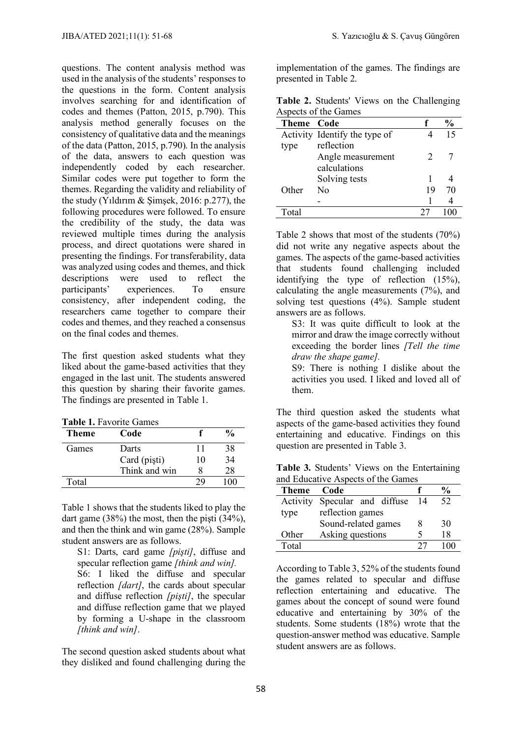questions. The content analysis method was used in the analysis of the students' responses to the questions in the form. Content analysis involves searching for and identification of codes and themes (Patton, 2015, p.790). This analysis method generally focuses on the consistency of qualitative data and the meanings of the data (Patton, 2015, p.790). In the analysis of the data, answers to each question was independently coded by each researcher. Similar codes were put together to form the themes. Regarding the validity and reliability of the study (Yıldırım & Şimşek, 2016: p.277), the following procedures were followed. To ensure the credibility of the study, the data was reviewed multiple times during the analysis process, and direct quotations were shared in presenting the findings. For transferability, data was analyzed using codes and themes, and thick descriptions were used to reflect the participants' experiences. To ensure consistency, after independent coding, the researchers came together to compare their codes and themes, and they reached a consensus on the final codes and themes.

The first question asked students what they liked about the game-based activities that they engaged in the last unit. The students answered this question by sharing their favorite games. The findings are presented in Table 1.

**Table 1.** Favorite Games

| Theme | Code | f | % |
|---|---|---|---|
| Games | Darts | 11 | 38 |
| | Card (pişti) | 10 | 34 |
| | Think and win | 8 | 28 |
| Total | | 29 | 100 |

Table 1 shows that the students liked to play the dart game (38%) the most, then the pişti (34%), and then the think and win game (28%). Sample student answers are as follows.

> S1: Darts, card game *[pişti]*, diffuse and specular reflection game *[think and win].*
>
> S6: I liked the diffuse and specular reflection *[dart]*, the cards about specular and diffuse reflection *[pişti]*, the specular and diffuse reflection game that we played by forming a U-shape in the classroom *[think and win]*.

The second question asked students about what they disliked and found challenging during the implementation of the games. The findings are presented in Table 2.

**Table 2.** Students' Views on the Challenging Aspects of the Games

| Theme | Code | f | % |
|---|---|---|---|
| Activity type | Identify the type of reflection | 4 | 15 |
| | Angle measurement calculations | 2 | 7 |
| | Solving tests | 1 | 4 |
| Other | No | 19 | 70 |
| | - | 1 | 4 |
| Total | | 27 | 100 |

Table 2 shows that most of the students (70%) did not write any negative aspects about the games. The aspects of the game-based activities that students found challenging included identifying the type of reflection (15%), calculating the angle measurements (7%), and solving test questions (4%). Sample student answers are as follows.

> S3: It was quite difficult to look at the mirror and draw the image correctly without exceeding the border lines *[Tell the time draw the shape game].*
>
> S9: There is nothing I dislike about the activities you used. I liked and loved all of them.

The third question asked the students what aspects of the game-based activities they found entertaining and educative. Findings on this question are presented in Table 3.

**Table 3.** Students' Views on the Entertaining and Educative Aspects of the Games

| Theme | Code | f | % |
|---|---|---|---|
| Activity type | Specular and diffuse reflection games | 14 | 52 |
| | Sound-related games | 8 | 30 |
| Other | Asking questions | 5 | 18 |
| Total | | 27 | 100 |

According to Table 3, 52% of the students found the games related to specular and diffuse reflection entertaining and educative. The games about the concept of sound were found educative and entertaining by 30% of the students. Some students (18%) wrote that the question-answer method was educative. Sample student answers are as follows.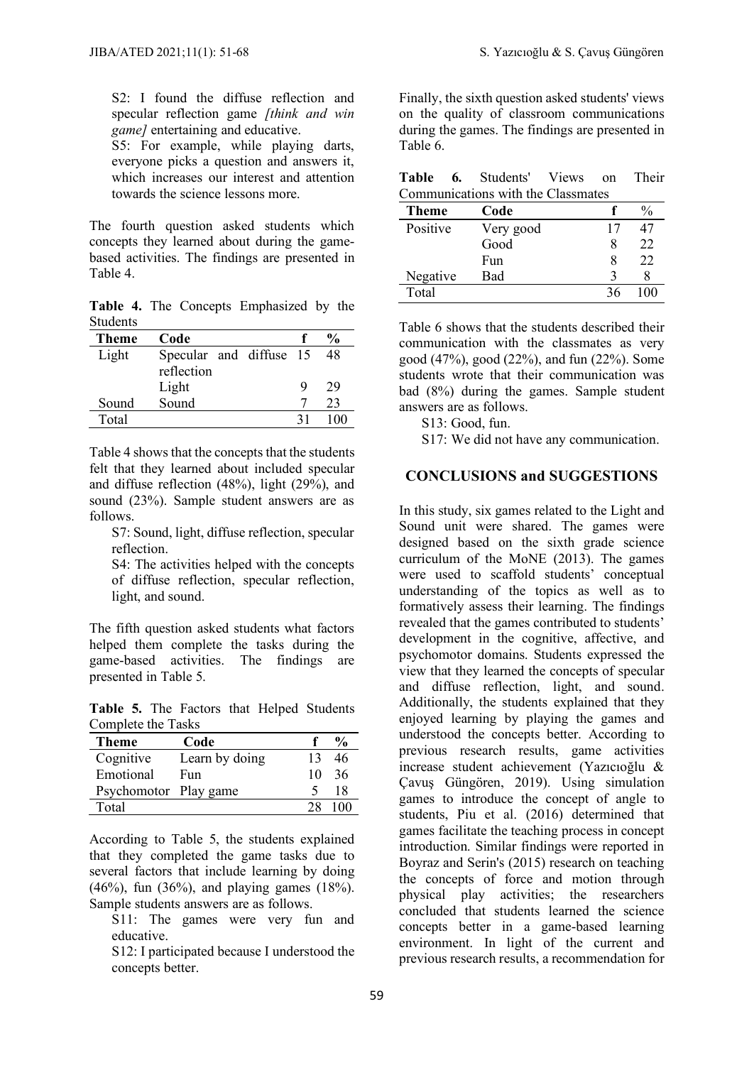S2: I found the diffuse reflection and specular reflection game *[think and win game]* entertaining and educative.

S5: For example, while playing darts, everyone picks a question and answers it, which increases our interest and attention towards the science lessons more.

The fourth question asked students which concepts they learned about during the game-based activities. The findings are presented in Table 4.

**Table 4.** The Concepts Emphasized by the Students

| Theme | Code | f | % |
|---|---|---|---|
| Light | Specular and diffuse reflection | 15 | 48 |
| | Light | 9 | 29 |
| Sound | Sound | 7 | 23 |
| Total | | 31 | 100 |

Table 4 shows that the concepts that the students felt that they learned about included specular and diffuse reflection (48%), light (29%), and sound (23%). Sample student answers are as follows.

S7: Sound, light, diffuse reflection, specular reflection.

S4: The activities helped with the concepts of diffuse reflection, specular reflection, light, and sound.

The fifth question asked students what factors helped them complete the tasks during the game-based activities. The findings are presented in Table 5.

**Table 5.** The Factors that Helped Students Complete the Tasks

| Theme | Code | f | % |
|---|---|---|---|
| Cognitive | Learn by doing | 13 | 46 |
| Emotional | Fun | 10 | 36 |
| Psychomotor | Play game | 5 | 18 |
| Total | | 28 | 100 |

According to Table 5, the students explained that they completed the game tasks due to several factors that include learning by doing (46%), fun (36%), and playing games (18%). Sample students answers are as follows.

S11: The games were very fun and educative.

S12: I participated because I understood the concepts better.

Finally, the sixth question asked students' views on the quality of classroom communications during the games. The findings are presented in Table 6.

**Table 6.** Students' Views on Their Communications with the Classmates

| Theme | Code | f | % |
|---|---|---|---|
| Positive | Very good | 17 | 47 |
| | Good | 8 | 22 |
| | Fun | 8 | 22 |
| Negative | Bad | 3 | 8 |
| Total | | 36 | 100 |

Table 6 shows that the students described their communication with the classmates as very good (47%), good (22%), and fun (22%). Some students wrote that their communication was bad (8%) during the games. Sample student answers are as follows.

S13: Good, fun.

S17: We did not have any communication.

## CONCLUSIONS and SUGGESTIONS

In this study, six games related to the Light and Sound unit were shared. The games were designed based on the sixth grade science curriculum of the MoNE (2013). The games were used to scaffold students' conceptual understanding of the topics as well as to formatively assess their learning. The findings revealed that the games contributed to students' development in the cognitive, affective, and psychomotor domains. Students expressed the view that they learned the concepts of specular and diffuse reflection, light, and sound. Additionally, the students explained that they enjoyed learning by playing the games and understood the concepts better. According to previous research results, game activities increase student achievement (Yazıcıoğlu & Çavuş Güngören, 2019). Using simulation games to introduce the concept of angle to students, Piu et al. (2016) determined that games facilitate the teaching process in concept introduction. Similar findings were reported in Boyraz and Serin's (2015) research on teaching the concepts of force and motion through physical play activities; the researchers concluded that students learned the science concepts better in a game-based learning environment. In light of the current and previous research results, a recommendation for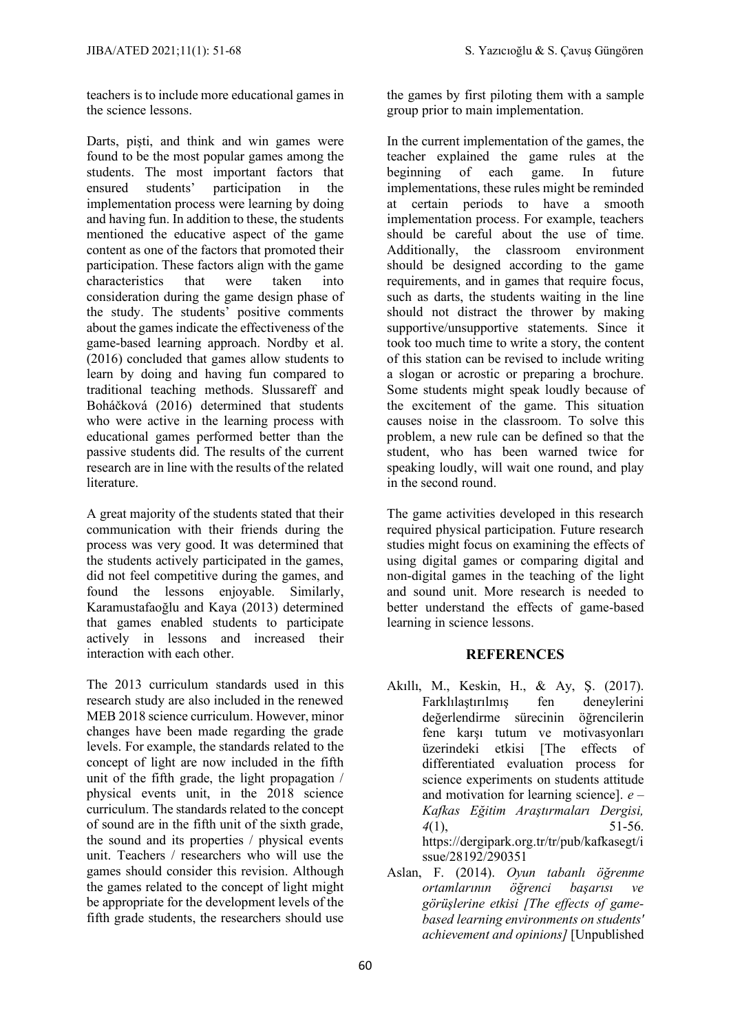teachers is to include more educational games in the science lessons.

Darts, pişti, and think and win games were found to be the most popular games among the students. The most important factors that ensured students' participation in the implementation process were learning by doing and having fun. In addition to these, the students mentioned the educative aspect of the game content as one of the factors that promoted their participation. These factors align with the game characteristics that were taken into consideration during the game design phase of the study. The students' positive comments about the games indicate the effectiveness of the game-based learning approach. Nordby et al. (2016) concluded that games allow students to learn by doing and having fun compared to traditional teaching methods. Slussareff and Boháčková (2016) determined that students who were active in the learning process with educational games performed better than the passive students did. The results of the current research are in line with the results of the related literature.

A great majority of the students stated that their communication with their friends during the process was very good. It was determined that the students actively participated in the games, did not feel competitive during the games, and found the lessons enjoyable. Similarly, Karamustafaoğlu and Kaya (2013) determined that games enabled students to participate actively in lessons and increased their interaction with each other.

The 2013 curriculum standards used in this research study are also included in the renewed MEB 2018 science curriculum. However, minor changes have been made regarding the grade levels. For example, the standards related to the concept of light are now included in the fifth unit of the fifth grade, the light propagation / physical events unit, in the 2018 science curriculum. The standards related to the concept of sound are in the fifth unit of the sixth grade, the sound and its properties / physical events unit. Teachers / researchers who will use the games should consider this revision. Although the games related to the concept of light might be appropriate for the development levels of the fifth grade students, the researchers should use the games by first piloting them with a sample group prior to main implementation.

In the current implementation of the games, the teacher explained the game rules at the beginning of each game. In future implementations, these rules might be reminded at certain periods to have a smooth implementation process. For example, teachers should be careful about the use of time. Additionally, the classroom environment should be designed according to the game requirements, and in games that require focus, such as darts, the students waiting in the line should not distract the thrower by making supportive/unsupportive statements. Since it took too much time to write a story, the content of this station can be revised to include writing a slogan or acrostic or preparing a brochure. Some students might speak loudly because of the excitement of the game. This situation causes noise in the classroom. To solve this problem, a new rule can be defined so that the student, who has been warned twice for speaking loudly, will wait one round, and play in the second round.

The game activities developed in this research required physical participation. Future research studies might focus on examining the effects of using digital games or comparing digital and non-digital games in the teaching of the light and sound unit. More research is needed to better understand the effects of game-based learning in science lessons.

## REFERENCES

Akıllı, M., Keskin, H., & Ay, Ş. (2017). Farklılaştırılmış fen deneylerini değerlendirme sürecinin öğrencilerin fene karşı tutum ve motivasyonları üzerindeki etkisi [The effects of differentiated evaluation process for science experiments on students attitude and motivation for learning science]. *e – Kafkas Eğitim Araştırmaları Dergisi, 4*(1), 51-56. https://dergipark.org.tr/tr/pub/kafkasegt/issue/28192/290351

Aslan, F. (2014). *Oyun tabanlı öğrenme ortamlarının öğrenci başarısı ve görüşlerine etkisi [The effects of game-based learning environments on students' achievement and opinions]* [Unpublished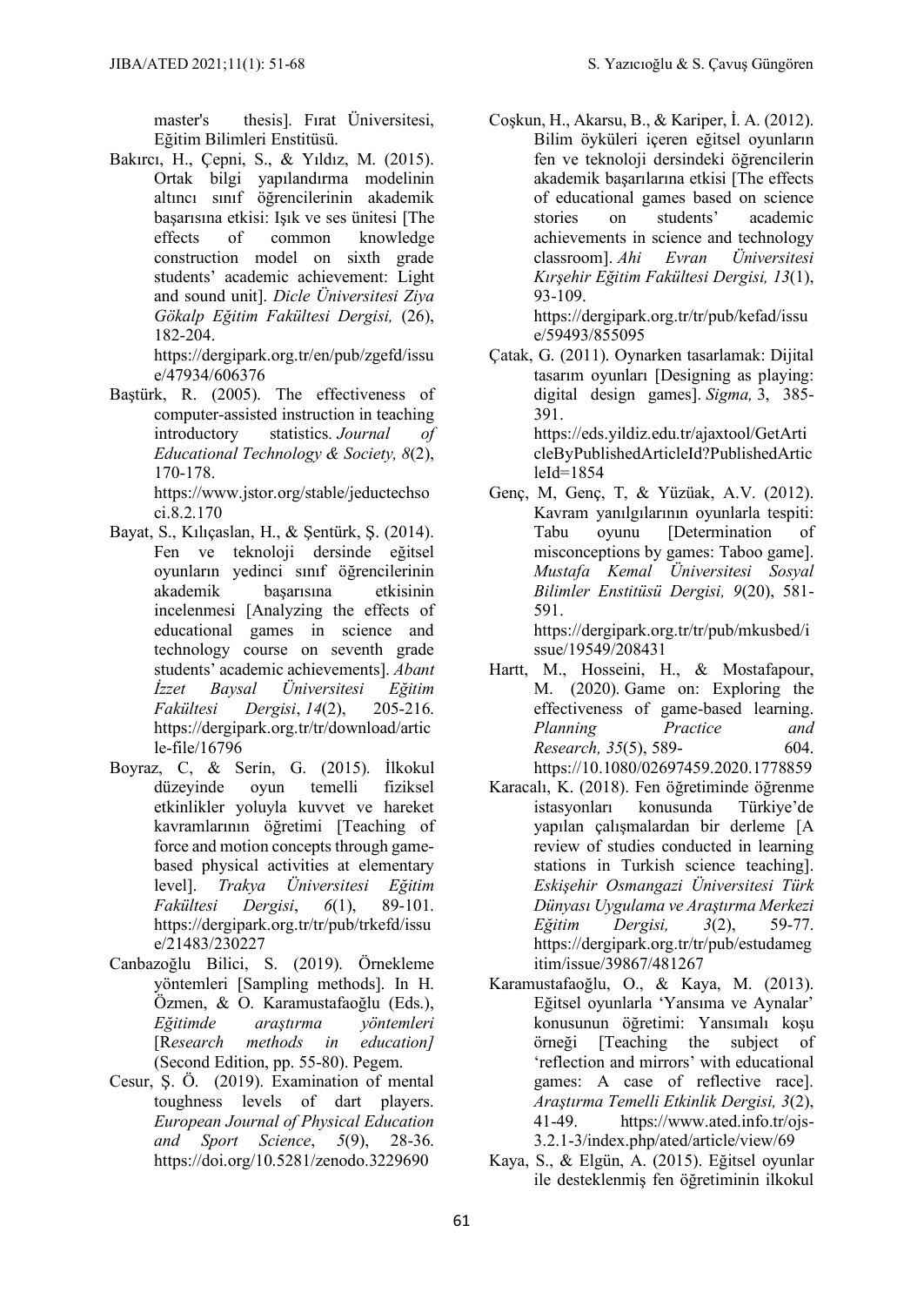master's thesis]. Fırat Üniversitesi, Eğitim Bilimleri Enstitüsü.

Bakırcı, H., Çepni, S., & Yıldız, M. (2015). Ortak bilgi yapılandırma modelinin altıncı sınıf öğrencilerinin akademik başarısına etkisi: Işık ve ses ünitesi [The effects of common knowledge construction model on sixth grade students' academic achievement: Light and sound unit]. *Dicle Üniversitesi Ziya Gökalp Eğitim Fakültesi Dergisi,* (26), 182-204. https://dergipark.org.tr/en/pub/zgefd/issue/47934/606376

Baştürk, R. (2005). The effectiveness of computer-assisted instruction in teaching introductory statistics. *Journal of Educational Technology & Society, 8*(2), 170-178. https://www.jstor.org/stable/jeductechsoci.8.2.170

Bayat, S., Kılıçaslan, H., & Şentürk, Ş. (2014). Fen ve teknoloji dersinde eğitsel oyunların yedinci sınıf öğrencilerinin akademik başarısına etkisinin incelenmesi [Analyzing the effects of educational games in science and technology course on seventh grade students' academic achievements]. *Abant İzzet Baysal Üniversitesi Eğitim Fakültesi Dergisi*, *14*(2), 205-216. https://dergipark.org.tr/tr/download/article-file/16796

Boyraz, C, & Serin, G. (2015). İlkokul düzeyinde oyun temelli fiziksel etkinlikler yoluyla kuvvet ve hareket kavramlarının öğretimi [Teaching of force and motion concepts through game-based physical activities at elementary level]. *Trakya Üniversitesi Eğitim Fakültesi Dergisi*, *6*(1), 89-101. https://dergipark.org.tr/tr/pub/trkefd/issue/21483/230227

Canbazoğlu Bilici, S. (2019). Örnekleme yöntemleri [Sampling methods]. In H. Özmen, & O. Karamustafaoğlu (Eds.), *Eğitimde araştırma yöntemleri* [R*esearch methods in education]* (Second Edition, pp. 55-80). Pegem.

Cesur, Ş. Ö. (2019). Examination of mental toughness levels of dart players. *European Journal of Physical Education and Sport Science*, *5*(9), 28-36. https://doi.org/10.5281/zenodo.3229690

Coşkun, H., Akarsu, B., & Kariper, İ. A. (2012). Bilim öyküleri içeren eğitsel oyunların fen ve teknoloji dersindeki öğrencilerin akademik başarılarına etkisi [The effects of educational games based on science stories on students' academic achievements in science and technology classroom]. *Ahi Evran Üniversitesi Kırşehir Eğitim Fakültesi Dergisi, 13*(1), 93-109. https://dergipark.org.tr/tr/pub/kefad/issue/59493/855095

Çatak, G. (2011). Oynarken tasarlamak: Dijital tasarım oyunları [Designing as playing: digital design games]. *Sigma,* 3, 385-391. https://eds.yildiz.edu.tr/ajaxtool/GetArticleByPublishedArticleId?PublishedArticleId=1854

Genç, M, Genç, T, & Yüzüak, A.V. (2012). Kavram yanılgılarının oyunlarla tespiti: Tabu oyunu [Determination of misconceptions by games: Taboo game]. *Mustafa Kemal Üniversitesi Sosyal Bilimler Enstitüsü Dergisi, 9*(20), 581-591. https://dergipark.org.tr/tr/pub/mkusbed/issue/19549/208431

Hartt, M., Hosseini, H., & Mostafapour, M. (2020). Game on: Exploring the effectiveness of game-based learning. *Planning Practice and Research, 35*(5), 589- 604. https://10.1080/02697459.2020.1778859

Karacalı, K. (2018). Fen öğretiminde öğrenme istasyonları konusunda Türkiye'de yapılan çalışmalardan bir derleme [A review of studies conducted in learning stations in Turkish science teaching]. *Eskişehir Osmangazi Üniversitesi Türk Dünyası Uygulama ve Araştırma Merkezi Eğitim Dergisi, 3*(2), 59-77. https://dergipark.org.tr/tr/pub/estudamegitim/issue/39867/481267

Karamustafaoğlu, O., & Kaya, M. (2013). Eğitsel oyunlarla 'Yansıma ve Aynalar' konusunun öğretimi: Yansımalı koşu örneği [Teaching the subject of 'reflection and mirrors' with educational games: A case of reflective race]. *Araştırma Temelli Etkinlik Dergisi, 3*(2), 41-49. https://www.ated.info.tr/ojs-3.2.1-3/index.php/ated/article/view/69

Kaya, S., & Elgün, A. (2015). Eğitsel oyunlar ile desteklenmiş fen öğretiminin ilkokul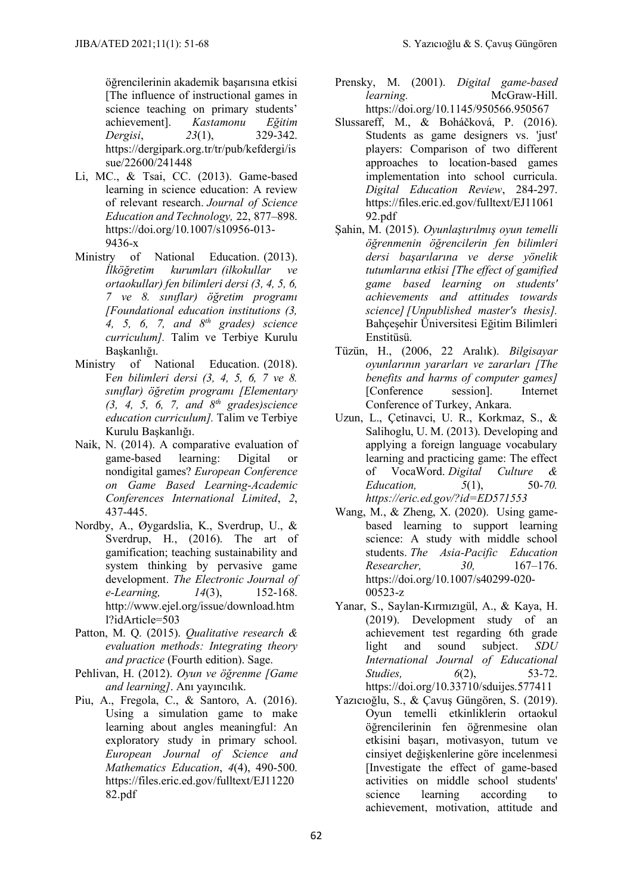öğrencilerinin akademik başarısına etkisi [The influence of instructional games in science teaching on primary students' achievement]. *Kastamonu Eğitim Dergisi*, *23*(1), 329-342. https://dergipark.org.tr/tr/pub/kefdergi/issue/22600/241448

Li, MC., & Tsai, CC. (2013). Game-based learning in science education: A review of relevant research. *Journal of Science Education and Technology,* 22, 877–898. https://doi.org/10.1007/s10956-013-9436-x

Ministry of National Education. (2013). *İlköğretim kurumları (ilkokullar ve ortaokullar) fen bilimleri dersi (3, 4, 5, 6, 7 ve 8. sınıflar) öğretim programı [Foundational education institutions (3, 4, 5, 6, 7, and 8th grades) science curriculum].* Talim ve Terbiye Kurulu Başkanlığı.

Ministry of National Education. (2018). F*en bilimleri dersi (3, 4, 5, 6, 7 ve 8. sınıflar) öğretim programı [Elementary (3, 4, 5, 6, 7, and 8th grades)science education curriculum].* Talim ve Terbiye Kurulu Başkanlığı.

Naik, N. (2014). A comparative evaluation of game-based learning: Digital or nondigital games? *European Conference on Game Based Learning-Academic Conferences International Limited*, *2*, 437-445.

Nordby, A., Øygardslia, K., Sverdrup, U., & Sverdrup, H., (2016). The art of gamification; teaching sustainability and system thinking by pervasive game development. *The Electronic Journal of e-Learning, 14*(3), 152-168. http://www.ejel.org/issue/download.html?idArticle=503

Patton, M. Q. (2015). *Qualitative research & evaluation methods: Integrating theory and practice* (Fourth edition). Sage.

Pehlivan, H. (2012). *Oyun ve öğrenme [Game and learning]*. Anı yayıncılık.

Piu, A., Fregola, C., & Santoro, A. (2016). Using a simulation game to make learning about angles meaningful: An exploratory study in primary school. *European Journal of Science and Mathematics Education*, *4*(4), 490-500. https://files.eric.ed.gov/fulltext/EJ1122082.pdf

Prensky, M. (2001). *Digital game-based learning.* McGraw-Hill. https://doi.org/10.1145/950566.950567

Slussareff, M., & Boháčková, P. (2016). Students as game designers vs. 'just' players: Comparison of two different approaches to location-based games implementation into school curricula. *Digital Education Review*, 284-297. https://files.eric.ed.gov/fulltext/EJ1106192.pdf

Şahin, M. (2015). *Oyunlaştırılmış oyun temelli öğrenmenin öğrencilerin fen bilimleri dersi başarılarına ve derse yönelik tutumlarına etkisi [The effect of gamified game based learning on students' achievements and attitudes towards science] [Unpublished master's thesis].* Bahçeşehir Üniversitesi Eğitim Bilimleri Enstitüsü.

Tüzün, H., (2006, 22 Aralık). *Bilgisayar oyunlarının yararları ve zararları [The benefits and harms of computer games]* [Conference session]. Internet Conference of Turkey, Ankara.

Uzun, L., Çetinavci, U. R., Korkmaz, S., & Salihoglu, U. M. (2013). Developing and applying a foreign language vocabulary learning and practicing game: The effect of VocaWord. *Digital Culture & Education, 5*(1), 50-*70. https://eric.ed.gov/?id=ED571553*

Wang, M., & Zheng, X. (2020). Using game-based learning to support learning science: A study with middle school students. *The Asia-Pacific Education Researcher, 30,* 167–176. https://doi.org/10.1007/s40299-020-00523-z

Yanar, S., Saylan-Kırmızıgül, A., & Kaya, H. (2019). Development study of an achievement test regarding 6th grade light and sound subject. *SDU International Journal of Educational Studies, 6*(2), 53-72. https://doi.org/10.33710/sduijes.577411

Yazıcıoğlu, S., & Çavuş Güngören, S. (2019). Oyun temelli etkinliklerin ortaokul öğrencilerinin fen öğrenmesine olan etkisini başarı, motivasyon, tutum ve cinsiyet değişkenlerine göre incelenmesi [Investigate the effect of game-based activities on middle school students' science learning according to achievement, motivation, attitude and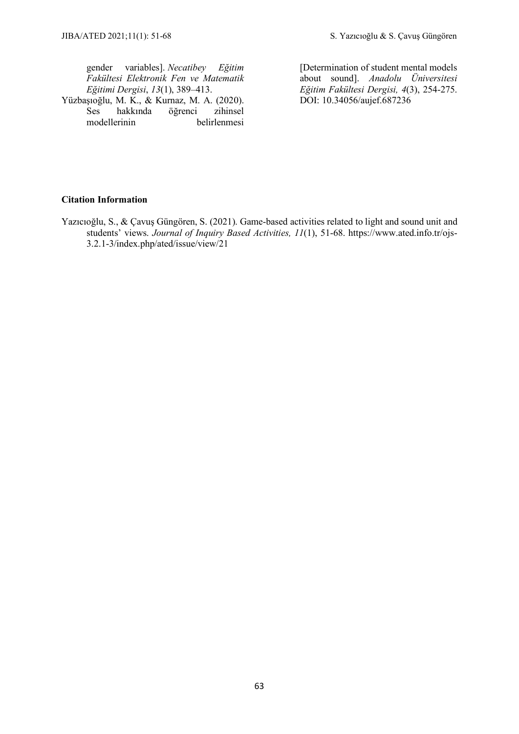gender variables]. *Necatibey Eğitim Fakültesi Elektronik Fen ve Matematik Eğitimi Dergisi*, *13*(1), 389–413.

Yüzbaşıoğlu, M. K., & Kurnaz, M. A. (2020). Ses hakkında öğrenci zihinsel modellerinin belirlenmesi [Determination of student mental models about sound]. *Anadolu Üniversitesi Eğitim Fakültesi Dergisi, 4*(3), 254-275. DOI: 10.34056/aujef.687236

**Citation Information**

Yazıcıoğlu, S., & Çavuş Güngören, S. (2021). Game-based activities related to light and sound unit and students' views. *Journal of Inquiry Based Activities, 11*(1), 51-68. https://www.ated.info.tr/ojs-3.2.1-3/index.php/ated/issue/view/21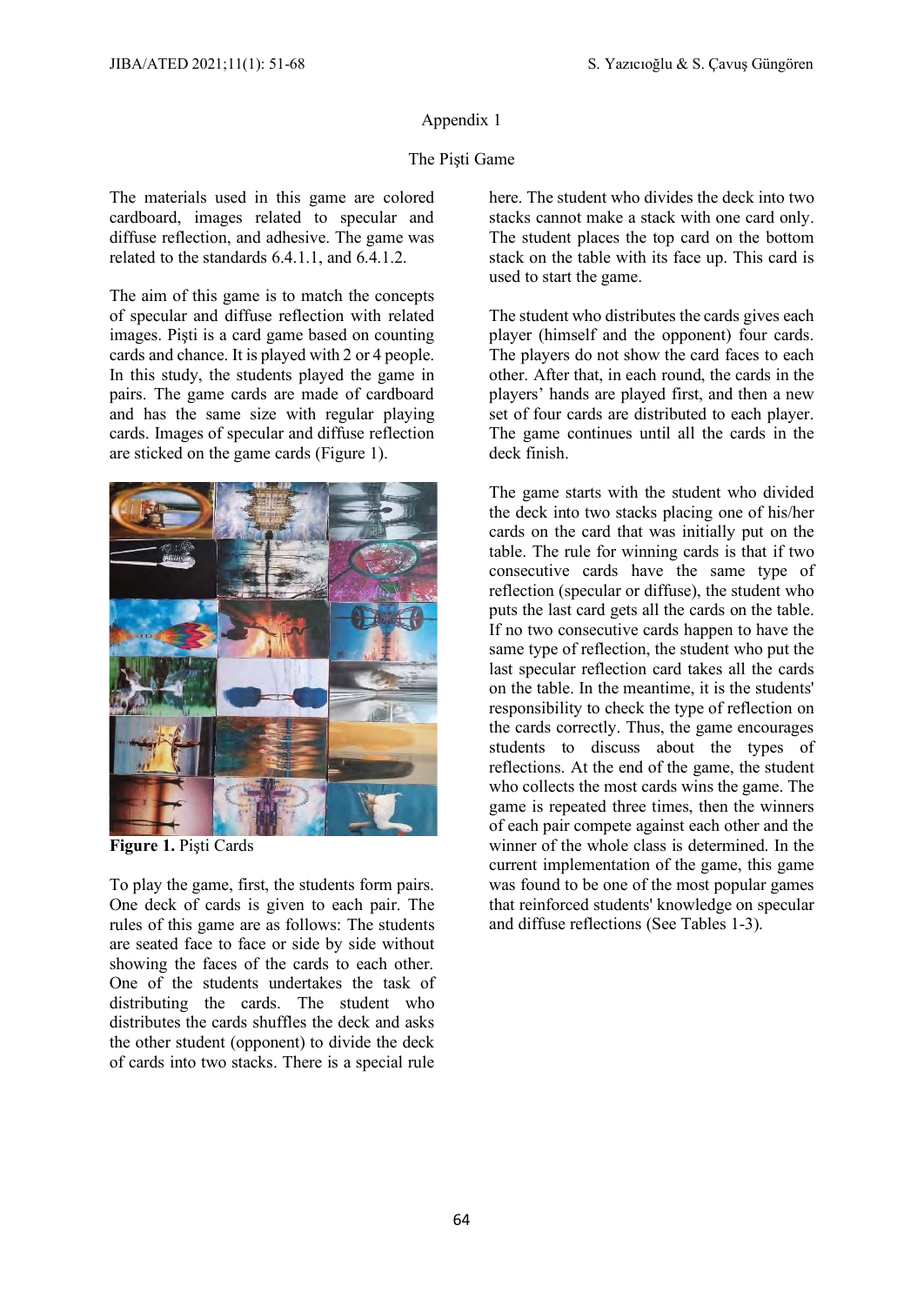## Appendix 1

### The Pişti Game

The materials used in this game are colored cardboard, images related to specular and diffuse reflection, and adhesive. The game was related to the standards 6.4.1.1, and 6.4.1.2.

The aim of this game is to match the concepts of specular and diffuse reflection with related images. Pişti is a card game based on counting cards and chance. It is played with 2 or 4 people. In this study, the students played the game in pairs. The game cards are made of cardboard and has the same size with regular playing cards. Images of specular and diffuse reflection are sticked on the game cards (Figure 1).

**Figure 1.** Pişti Cards

To play the game, first, the students form pairs. One deck of cards is given to each pair. The rules of this game are as follows: The students are seated face to face or side by side without showing the faces of the cards to each other. One of the students undertakes the task of distributing the cards. The student who distributes the cards shuffles the deck and asks the other student (opponent) to divide the deck of cards into two stacks. There is a special rule here. The student who divides the deck into two stacks cannot make a stack with one card only. The student places the top card on the bottom stack on the table with its face up. This card is used to start the game.

The student who distributes the cards gives each player (himself and the opponent) four cards. The players do not show the card faces to each other. After that, in each round, the cards in the players' hands are played first, and then a new set of four cards are distributed to each player. The game continues until all the cards in the deck finish.

The game starts with the student who divided the deck into two stacks placing one of his/her cards on the card that was initially put on the table. The rule for winning cards is that if two consecutive cards have the same type of reflection (specular or diffuse), the student who puts the last card gets all the cards on the table. If no two consecutive cards happen to have the same type of reflection, the student who put the last specular reflection card takes all the cards on the table. In the meantime, it is the students' responsibility to check the type of reflection on the cards correctly. Thus, the game encourages students to discuss about the types of reflections. At the end of the game, the student who collects the most cards wins the game. The game is repeated three times, then the winners of each pair compete against each other and the winner of the whole class is determined. In the current implementation of the game, this game was found to be one of the most popular games that reinforced students' knowledge on specular and diffuse reflections (See Tables 1-3).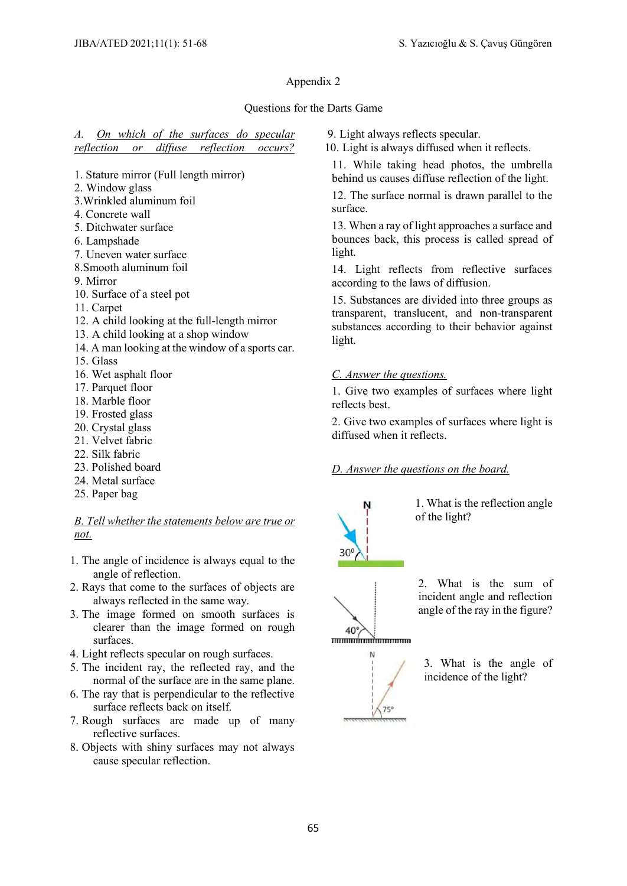## Appendix 2

### Questions for the Darts Game

*A. On which of the surfaces do specular reflection or diffuse reflection occurs?*

1. Stature mirror (Full length mirror)
2. Window glass
3. Wrinkled aluminum foil
4. Concrete wall
5. Ditchwater surface
6. Lampshade
7. Uneven water surface
8. Smooth aluminum foil
9. Mirror
10. Surface of a steel pot
11. Carpet
12. A child looking at the full-length mirror
13. A child looking at a shop window
14. A man looking at the window of a sports car.
15. Glass
16. Wet asphalt floor
17. Parquet floor
18. Marble floor
19. Frosted glass
20. Crystal glass
21. Velvet fabric
22. Silk fabric
23. Polished board
24. Metal surface
25. Paper bag

*B. Tell whether the statements below are true or not.*

1. The angle of incidence is always equal to the angle of reflection.
2. Rays that come to the surfaces of objects are always reflected in the same way.
3. The image formed on smooth surfaces is clearer than the image formed on rough surfaces.
4. Light reflects specular on rough surfaces.
5. The incident ray, the reflected ray, and the normal of the surface are in the same plane.
6. The ray that is perpendicular to the reflective surface reflects back on itself.
7. Rough surfaces are made up of many reflective surfaces.
8. Objects with shiny surfaces may not always cause specular reflection.
9. Light always reflects specular.
10. Light is always diffused when it reflects.
11. While taking head photos, the umbrella behind us causes diffuse reflection of the light.
12. The surface normal is drawn parallel to the surface.
13. When a ray of light approaches a surface and bounces back, this process is called spread of light.
14. Light reflects from reflective surfaces according to the laws of diffusion.
15. Substances are divided into three groups as transparent, translucent, and non-transparent substances according to their behavior against light.

*C. Answer the questions.*

1. Give two examples of surfaces where light reflects best.
2. Give two examples of surfaces where light is diffused when it reflects.

*D. Answer the questions on the board.*

N, $30^0$

1. What is the reflection angle of the light?

$40°$

2. What is the sum of incident angle and reflection angle of the ray in the figure?

N, $75°$

3. What is the angle of incidence of the light?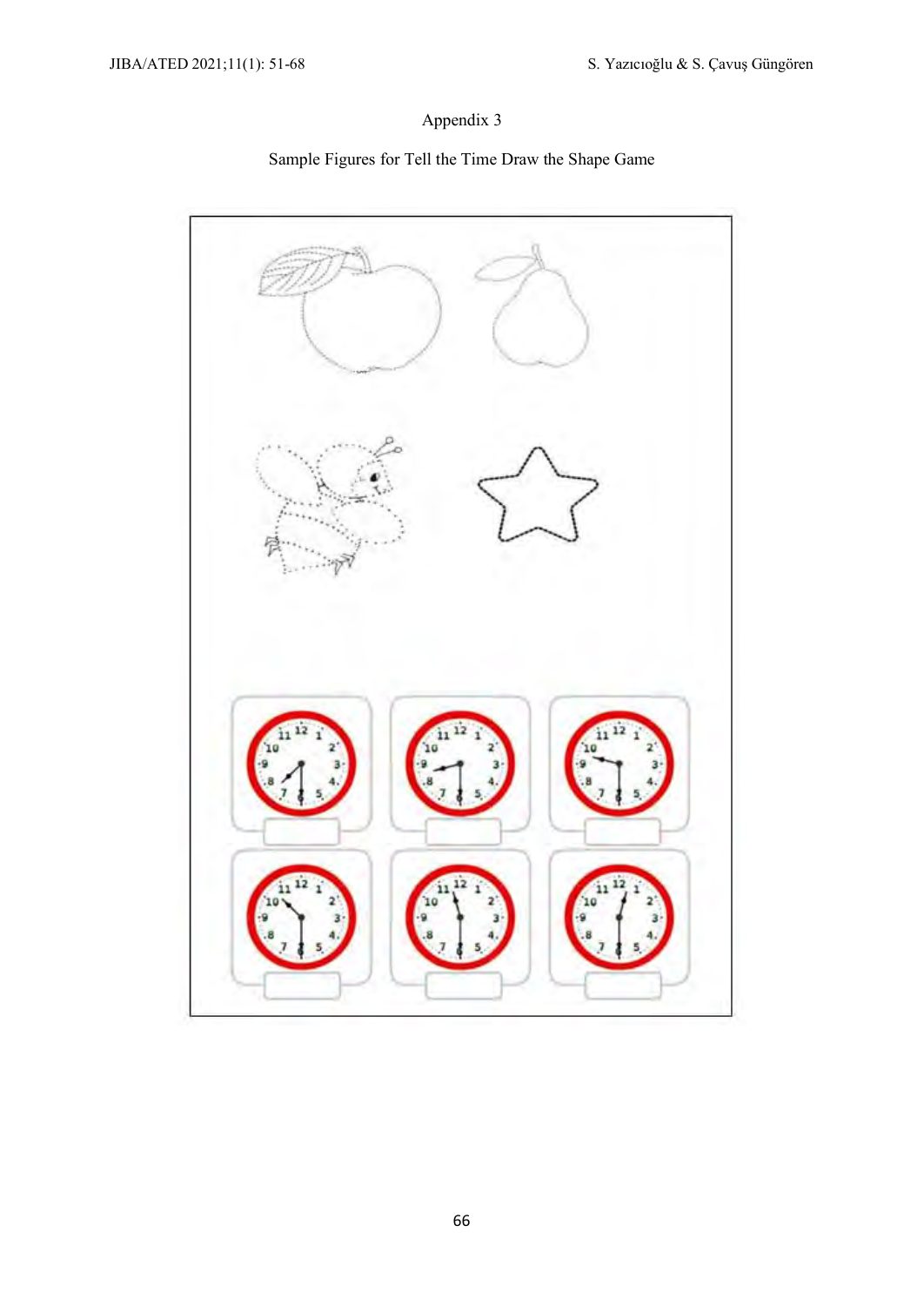## Appendix 3

Sample Figures for Tell the Time Draw the Shape Game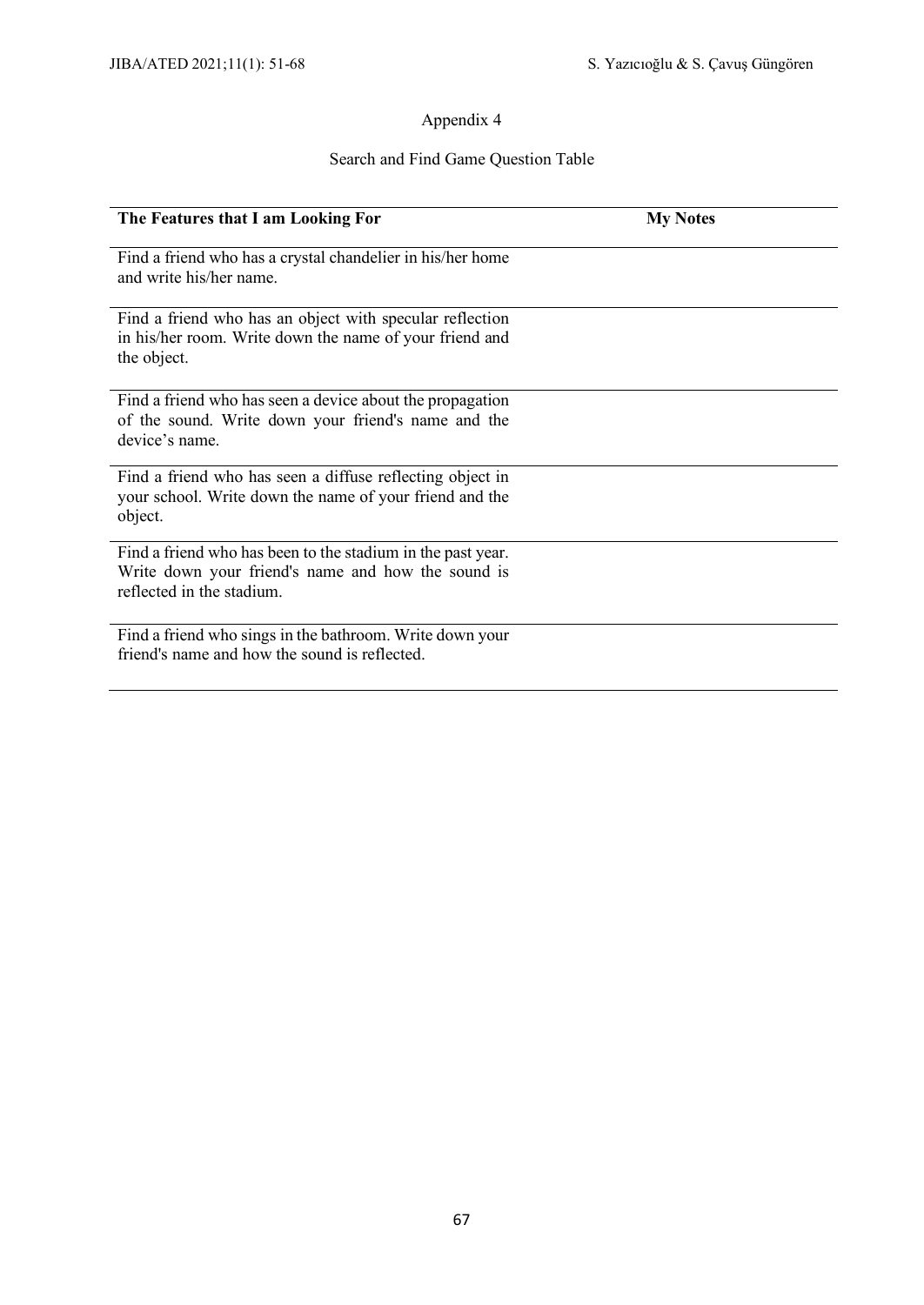## Appendix 4

### Search and Find Game Question Table

| The Features that I am Looking For | My Notes |
|---|---|
| Find a friend who has a crystal chandelier in his/her home and write his/her name. | |
| Find a friend who has an object with specular reflection in his/her room. Write down the name of your friend and the object. | |
| Find a friend who has seen a device about the propagation of the sound. Write down your friend's name and the device's name. | |
| Find a friend who has seen a diffuse reflecting object in your school. Write down the name of your friend and the object. | |
| Find a friend who has been to the stadium in the past year. Write down your friend's name and how the sound is reflected in the stadium. | |
| Find a friend who sings in the bathroom. Write down your friend's name and how the sound is reflected. | |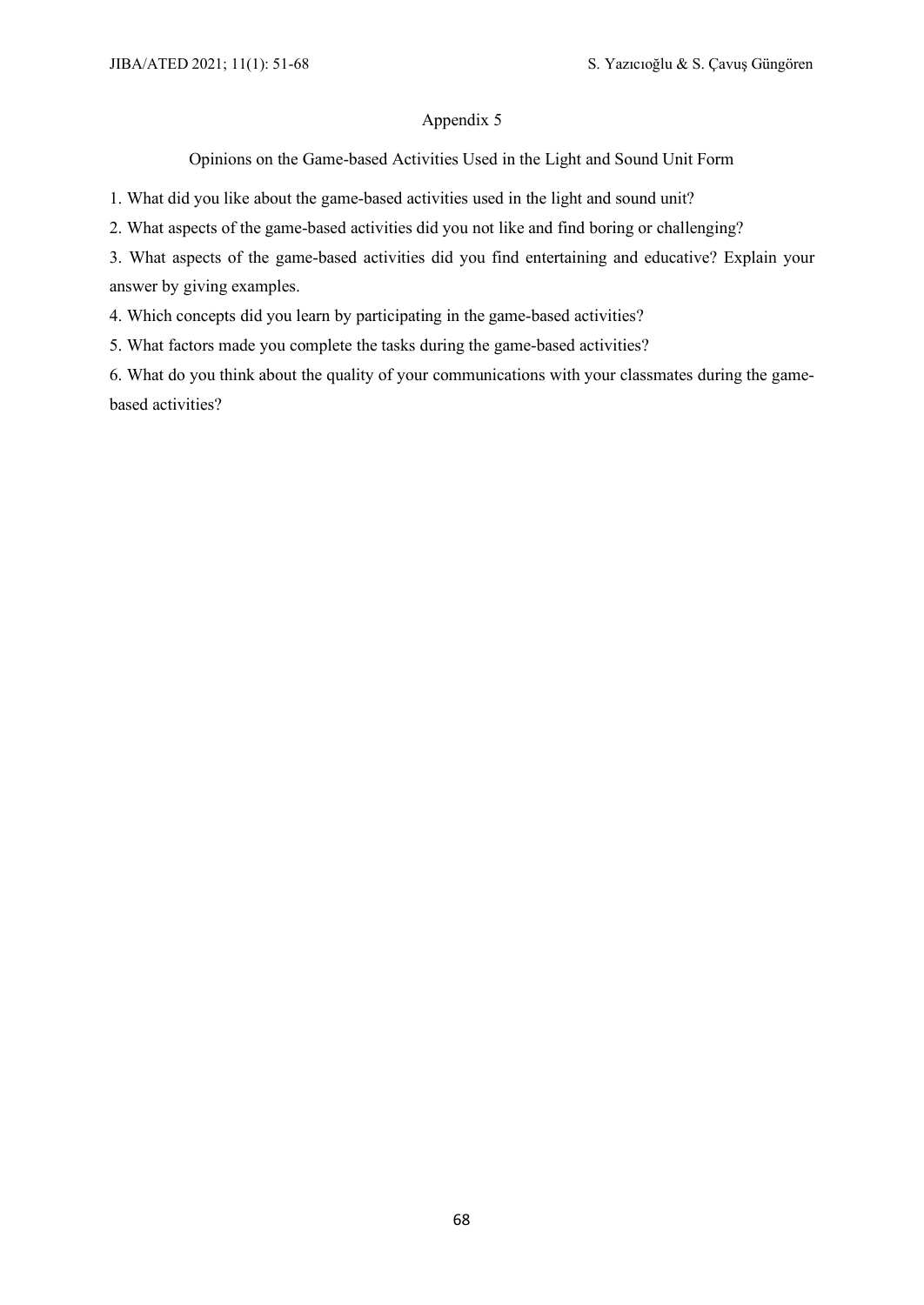## Appendix 5

### Opinions on the Game-based Activities Used in the Light and Sound Unit Form

1. What did you like about the game-based activities used in the light and sound unit?
2. What aspects of the game-based activities did you not like and find boring or challenging?
3. What aspects of the game-based activities did you find entertaining and educative? Explain your answer by giving examples.
4. Which concepts did you learn by participating in the game-based activities?
5. What factors made you complete the tasks during the game-based activities?
6. What do you think about the quality of your communications with your classmates during the game-based activities?